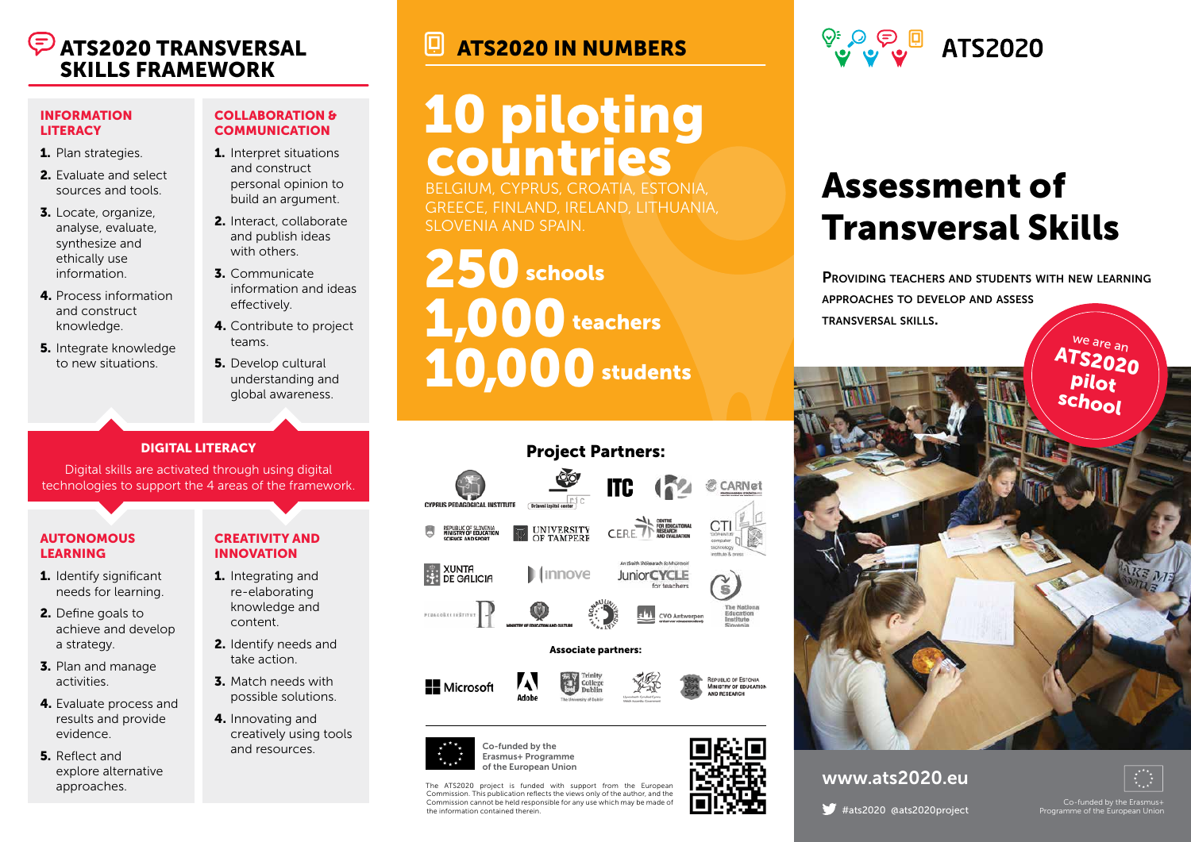# ATS2020 TRANSVERSAL SKILLS FRAMEWORK

## INFORMATION LITERACY

1. Plan strategies.
2. Evaluate and select sources and tools.
3. Locate, organize, analyse, evaluate, synthesize and ethically use information.
4. Process information and construct knowledge.
5. Integrate knowledge to new situations.

## COLLABORATION & COMMUNICATION

1. Interpret situations and construct personal opinion to build an argument.
2. Interact, collaborate and publish ideas with others.
3. Communicate information and ideas effectively.
4. Contribute to project teams.
5. Develop cultural understanding and global awareness.

## DIGITAL LITERACY

Digital skills are activated through using digital technologies to support the 4 areas of the framework.

## AUTONOMOUS LEARNING

1. Identify significant needs for learning.
2. Define goals to achieve and develop a strategy.
3. Plan and manage activities.
4. Evaluate process and results and provide evidence.
5. Reflect and explore alternative approaches.

## CREATIVITY AND INNOVATION

1. Integrating and re-elaborating knowledge and content.
2. Identify needs and take action.
3. Match needs with possible solutions.
4. Innovating and creatively using tools and resources.

# ATS2020 IN NUMBERS

**10 piloting countries**

BELGIUM, CYPRUS, CROATIA, ESTONIA, GREECE, FINLAND, IRELAND, LITHUANIA, SLOVENIA AND SPAIN.

**250 schools**
**1,000 teachers**
**10,000 students**

## Project Partners:

CYPRUS PEDAGOGICAL INSTITUTE, Oráveni ispitni center, ITC, CARNet, REPUBLIC OF SLOVENIA MINISTRY OF EDUCATION SCIENCE AND SPORT, UNIVERSITY OF TAMPERE, CERE, CENTRE FOR EDUCATIONAL RESEARCH AND EVALUATION, CTI, XUNTA DE GALICIA, innove, JuniorCYCLE for teachers, PEDAGOŠKI INŠTITUT, MINISTRY OF EDUCATION AND CULTURE, CVO Antwerpen, The National Education Institute Slovenia

### Associate partners:

Microsoft, Adobe, Trinity College Dublin, Republic of Estonia Ministry of Education and Research

Co-funded by the Erasmus+ Programme of the European Union

The ATS2020 project is funded with support from the European Commission. This publication reflects the views only of the author, and the Commission cannot be held responsible for any use which may be made of the information contained therein.

# ATS2020

# Assessment of Transversal Skills

PROVIDING TEACHERS AND STUDENTS WITH NEW LEARNING APPROACHES TO DEVELOP AND ASSESS TRANSVERSAL SKILLS.

we are an ATS2020 pilot school

www.ats2020.eu

#ats2020 @ats2020project

Co-funded by the Erasmus+ Programme of the European Union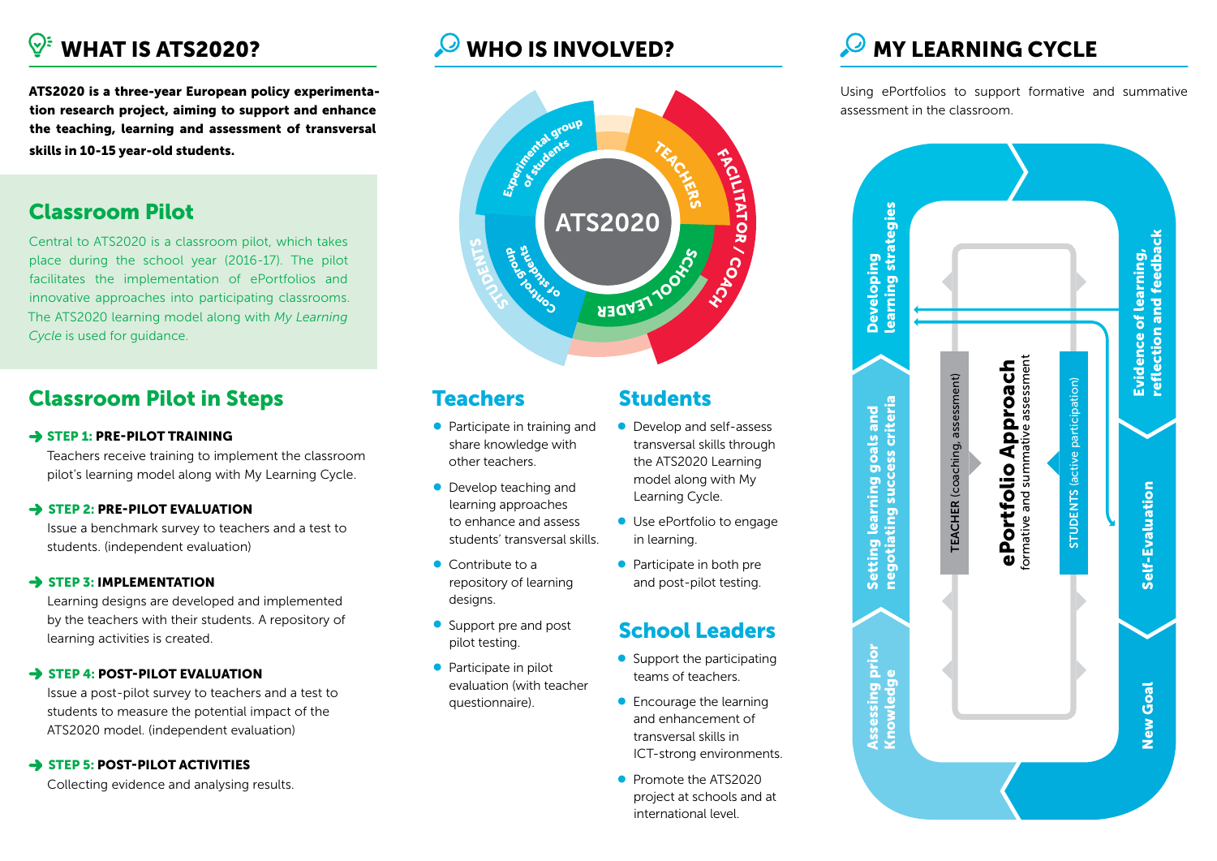# WHAT IS ATS2020?

**ATS2020 is a three-year European policy experimentation research project, aiming to support and enhance the teaching, learning and assessment of transversal skills in 10-15 year-old students.**

## Classroom Pilot

Central to ATS2020 is a classroom pilot, which takes place during the school year (2016-17). The pilot facilitates the implementation of ePortfolios and innovative approaches into participating classrooms. The ATS2020 learning model along with *My Learning Cycle* is used for guidance.

## Classroom Pilot in Steps

**STEP 1: PRE-PILOT TRAINING**
Teachers receive training to implement the classroom pilot's learning model along with My Learning Cycle.

**STEP 2: PRE-PILOT EVALUATION**
Issue a benchmark survey to teachers and a test to students. (independent evaluation)

**STEP 3: IMPLEMENTATION**
Learning designs are developed and implemented by the teachers with their students. A repository of learning activities is created.

**STEP 4: POST-PILOT EVALUATION**
Issue a post-pilot survey to teachers and a test to students to measure the potential impact of the ATS2020 model. (independent evaluation)

**STEP 5: POST-PILOT ACTIVITIES**
Collecting evidence and analysing results.

# WHO IS INVOLVED?

ATS2020
Experimental group of students
TEACHERS
FACILITATOR / COACH
SCHOOL LEADER
Control group of students
STUDENTS

## Teachers

- Participate in training and share knowledge with other teachers.
- Develop teaching and learning approaches to enhance and assess students' transversal skills.
- Contribute to a repository of learning designs.
- Support pre and post pilot testing.
- Participate in pilot evaluation (with teacher questionnaire).

## Students

- Develop and self-assess transversal skills through the ATS2020 Learning model along with My Learning Cycle.
- Use ePortfolio to engage in learning.
- Participate in both pre and post-pilot testing.

## School Leaders

- Support the participating teams of teachers.
- Encourage the learning and enhancement of transversal skills in ICT-strong environments.
- Promote the ATS2020 project at schools and at international level.

# MY LEARNING CYCLE

Using ePortfolios to support formative and summative assessment in the classroom.

Developing learning strategies
Evidence of learning, reflection and feedback
Setting learning goals and negotiating success criteria
Self-Evaluation
Assessing prior Knowledge
New Goal
TEACHER (coaching, assessment)
**ePortfolio Approach**
formative and summative assessment
STUDENTS (active participation)